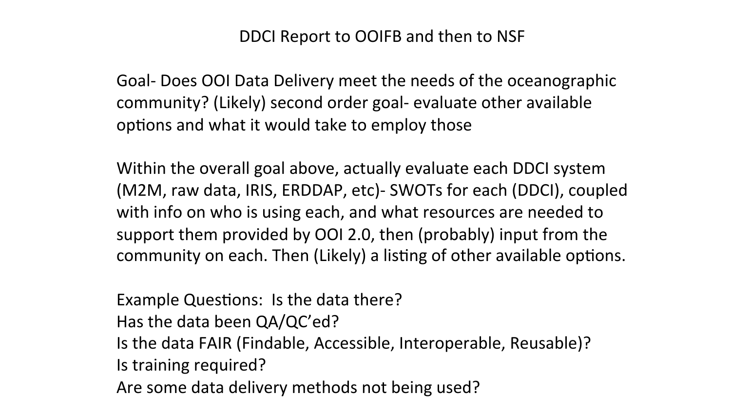# DDCI Report to OOIFB and then to NSF

Goal- Does OOI Data Delivery meet the needs of the oceanographic community? (Likely) second order goal- evaluate other available options and what it would take to employ those

Within the overall goal above, actually evaluate each DDCI system (M2M, raw data, IRIS, ERDDAP, etc)- SWOTs for each (DDCI), coupled with info on who is using each, and what resources are needed to support them provided by OOI 2.0, then (probably) input from the community on each. Then (Likely) a listing of other available options.

Example Questions: Is the data there?
Has the data been QA/QC'ed?
Is the data FAIR (Findable, Accessible, Interoperable, Reusable)?
Is training required?
Are some data delivery methods not being used?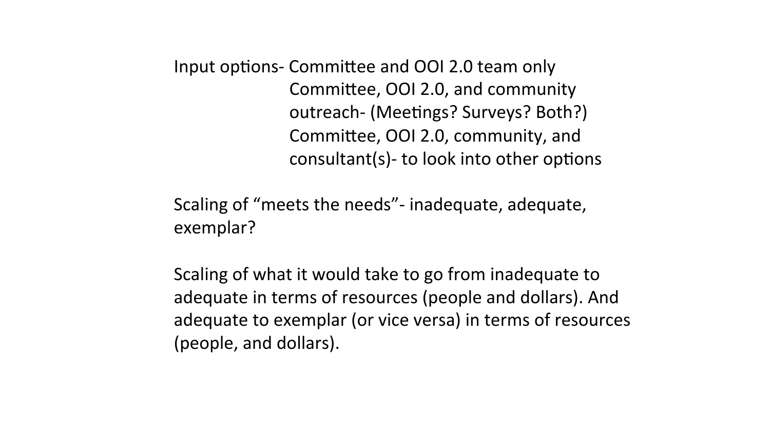Input options- Committee and OOI 2.0 team only
Committee, OOI 2.0, and community outreach- (Meetings? Surveys? Both?)
Committee, OOI 2.0, community, and consultant(s)- to look into other options

Scaling of "meets the needs"- inadequate, adequate, exemplar?

Scaling of what it would take to go from inadequate to adequate in terms of resources (people and dollars). And adequate to exemplar (or vice versa) in terms of resources (people, and dollars).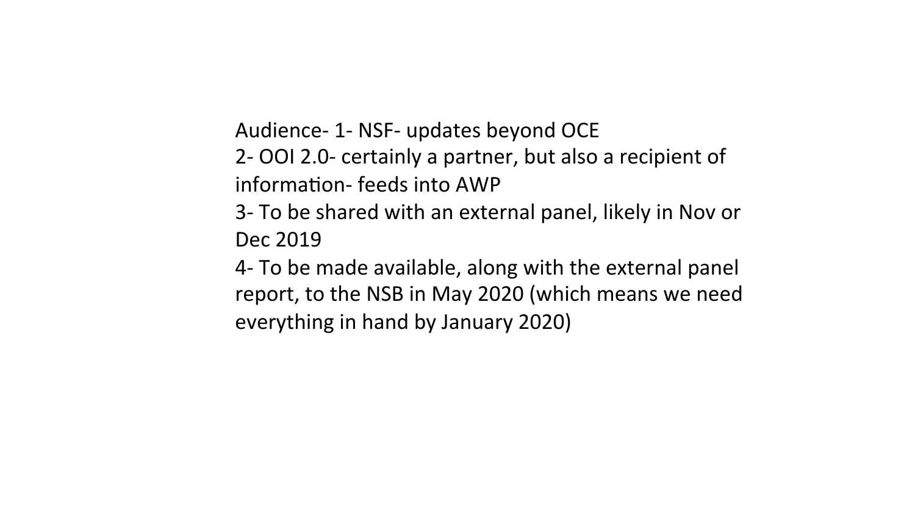Audience- 1- NSF- updates beyond OCE

2- OOI 2.0- certainly a partner, but also a recipient of information- feeds into AWP

3- To be shared with an external panel, likely in Nov or Dec 2019

4- To be made available, along with the external panel report, to the NSB in May 2020 (which means we need everything in hand by January 2020)